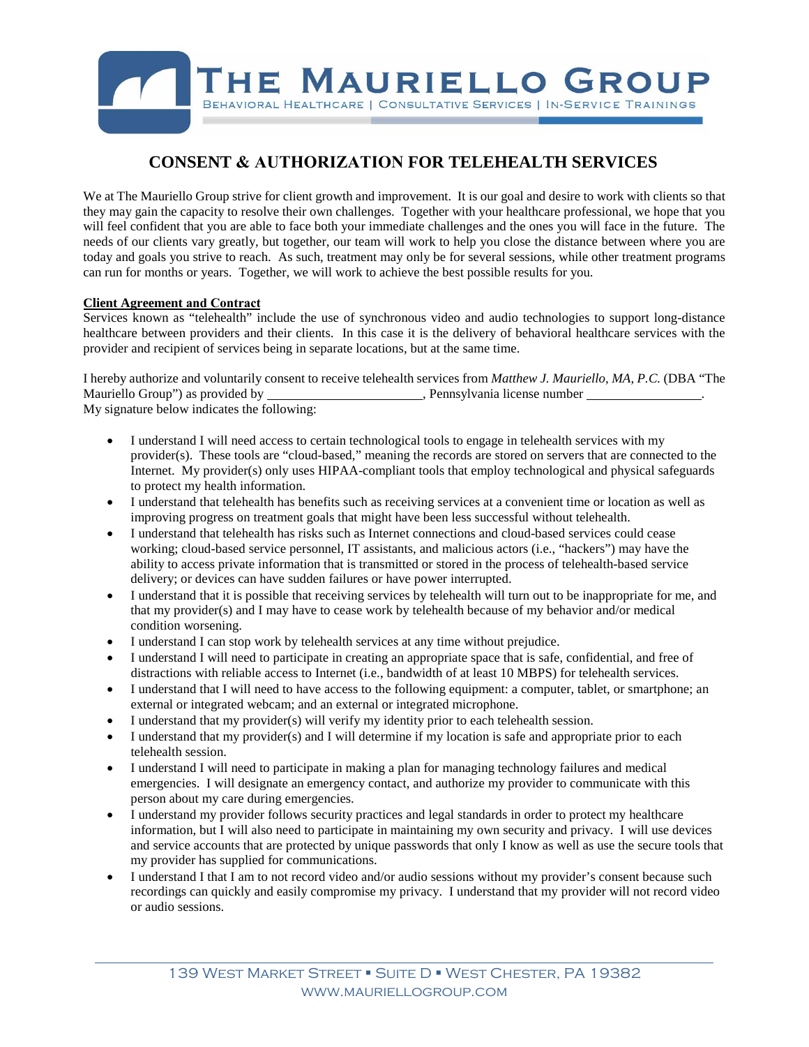# THE MAURIELLO GROUP

BEHAVIORAL HEALTHCARE | CONSULTATIVE SERVICES | IN-SERVICE TRAININGS

## CONSENT & AUTHORIZATION FOR TELEHEALTH SERVICES

We at The Mauriello Group strive for client growth and improvement. It is our goal and desire to work with clients so that they may gain the capacity to resolve their own challenges. Together with your healthcare professional, we hope that you will feel confident that you are able to face both your immediate challenges and the ones you will face in the future. The needs of our clients vary greatly, but together, our team will work to help you close the distance between where you are today and goals you strive to reach. As such, treatment may only be for several sessions, while other treatment programs can run for months or years. Together, we will work to achieve the best possible results for you.

**Client Agreement and Contract**

Services known as "telehealth" include the use of synchronous video and audio technologies to support long-distance healthcare between providers and their clients. In this case it is the delivery of behavioral healthcare services with the provider and recipient of services being in separate locations, but at the same time.

I hereby authorize and voluntarily consent to receive telehealth services from *Matthew J. Mauriello, MA, P.C.* (DBA "The Mauriello Group") as provided by ______________________, Pennsylvania license number ________________. My signature below indicates the following:

- I understand I will need access to certain technological tools to engage in telehealth services with my provider(s). These tools are "cloud-based," meaning the records are stored on servers that are connected to the Internet. My provider(s) only uses HIPAA-compliant tools that employ technological and physical safeguards to protect my health information.
- I understand that telehealth has benefits such as receiving services at a convenient time or location as well as improving progress on treatment goals that might have been less successful without telehealth.
- I understand that telehealth has risks such as Internet connections and cloud-based services could cease working; cloud-based service personnel, IT assistants, and malicious actors (i.e., "hackers") may have the ability to access private information that is transmitted or stored in the process of telehealth-based service delivery; or devices can have sudden failures or have power interrupted.
- I understand that it is possible that receiving services by telehealth will turn out to be inappropriate for me, and that my provider(s) and I may have to cease work by telehealth because of my behavior and/or medical condition worsening.
- I understand I can stop work by telehealth services at any time without prejudice.
- I understand I will need to participate in creating an appropriate space that is safe, confidential, and free of distractions with reliable access to Internet (i.e., bandwidth of at least 10 MBPS) for telehealth services.
- I understand that I will need to have access to the following equipment: a computer, tablet, or smartphone; an external or integrated webcam; and an external or integrated microphone.
- I understand that my provider(s) will verify my identity prior to each telehealth session.
- I understand that my provider(s) and I will determine if my location is safe and appropriate prior to each telehealth session.
- I understand I will need to participate in making a plan for managing technology failures and medical emergencies. I will designate an emergency contact, and authorize my provider to communicate with this person about my care during emergencies.
- I understand my provider follows security practices and legal standards in order to protect my healthcare information, but I will also need to participate in maintaining my own security and privacy. I will use devices and service accounts that are protected by unique passwords that only I know as well as use the secure tools that my provider has supplied for communications.
- I understand I that I am to not record video and/or audio sessions without my provider's consent because such recordings can quickly and easily compromise my privacy. I understand that my provider will not record video or audio sessions.

139 WEST MARKET STREET ▪ SUITE D ▪ WEST CHESTER, PA 19382
WWW.MAURIELLOGROUP.COM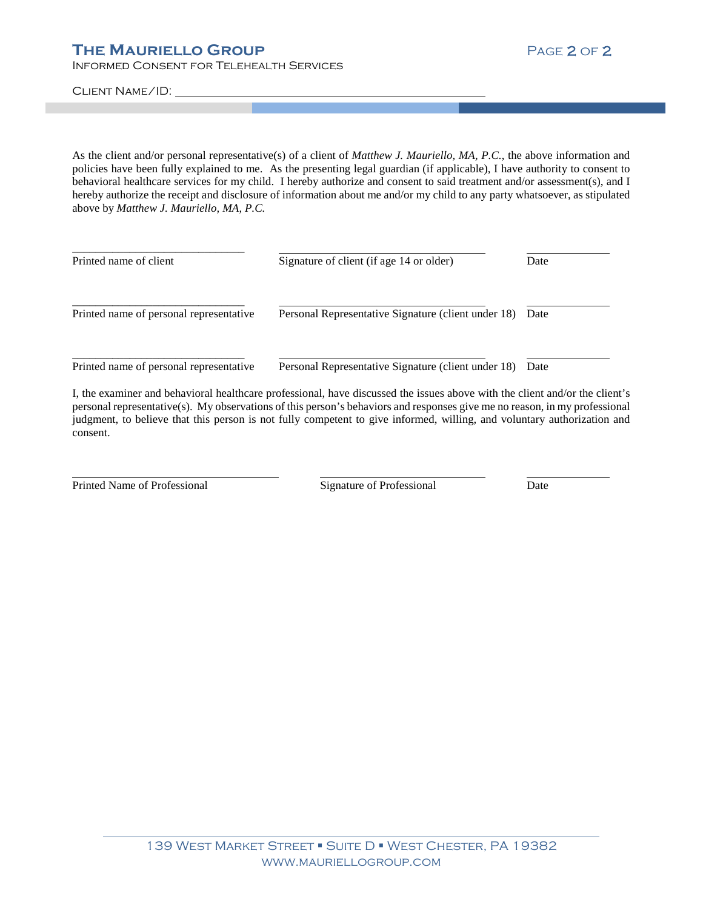Client Name/ID: ______________________________________________

As the client and/or personal representative(s) of a client of *Matthew J. Mauriello, MA, P.C.*, the above information and policies have been fully explained to me. As the presenting legal guardian (if applicable), I have authority to consent to behavioral healthcare services for my child. I hereby authorize and consent to said treatment and/or assessment(s), and I hereby authorize the receipt and disclosure of information about me and/or my child to any party whatsoever, as stipulated above by *Matthew J. Mauriello, MA, P.C.*

| | | |
|---|---|---|
| ______________________________ | ______________________________ | ____________ |
| Printed name of client | Signature of client (if age 14 or older) | Date |
| ______________________________ | ______________________________ | ____________ |
| Printed name of personal representative | Personal Representative Signature (client under 18) | Date |
| ______________________________ | ______________________________ | ____________ |
| Printed name of personal representative | Personal Representative Signature (client under 18) | Date |

I, the examiner and behavioral healthcare professional, have discussed the issues above with the client and/or the client's personal representative(s). My observations of this person's behaviors and responses give me no reason, in my professional judgment, to believe that this person is not fully competent to give informed, willing, and voluntary authorization and consent.

| | | |
|---|---|---|
| ______________________________ | ______________________________ | ____________ |
| Printed Name of Professional | Signature of Professional | Date |

139 West Market Street ▪ Suite D ▪ West Chester, PA 19382
www.mauriellogroup.com